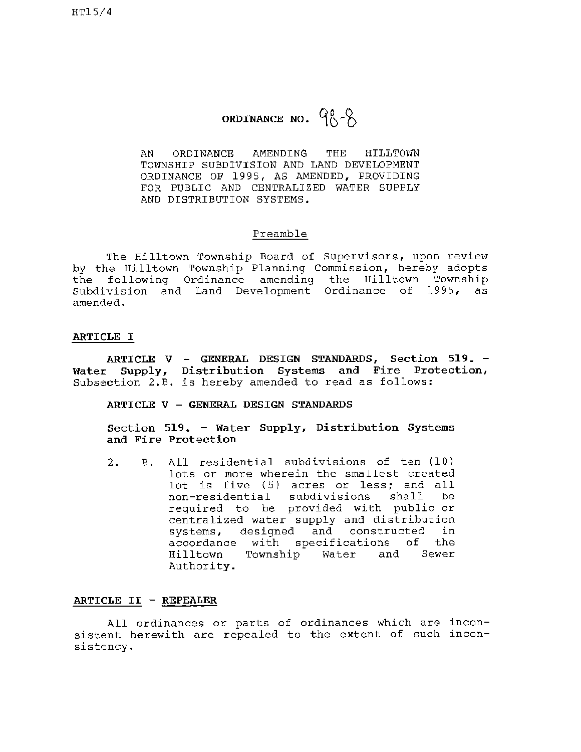# ORDINANCE NO. 98-8

AN ORDINANCE AMENDING THE HILLTOWN TOWNSHIP SUBDIVISION AND LAND DEVELOPMENT ORDINANCE OF 1995, AS AMENDED, PROVIDING FOR PUBLIC AND CENTRALIZED WATER SUPPLY AND DISTRIBUTION SYSTEMS.

## Preamble

The Hilltown Township Board of Supervisors, upon review by the Hilltown Township Planning Commission, hereby adopts the following Ordinance amending the Hilltown Township Subdivision and Land Development Ordinance of 1995, as amended.

## ARTICLE I

**ARTICLE V - GENERAL DESIGN STANDARDS, Section 519. - Water Supply, Distribution Systems and Fire Protection,** Subsection 2.B. is hereby amended to read as follows:

**ARTICLE V - GENERAL DESIGN STANDARDS**

**Section 519. - Water Supply, Distribution Systems and Fire Protection**

2. B. All residential subdivisions of ten (10) lots or more wherein the smallest created lot is five (5) acres or less; and all non-residential subdivisions shall be required to be provided with public or centralized water supply and distribution systems, designed and constructed in accordance with specifications of the Hilltown Township Water and Sewer Authority.

## ARTICLE II - REPEALER

All ordinances or parts of ordinances which are inconsistent herewith are repealed to the extent of such inconsistency.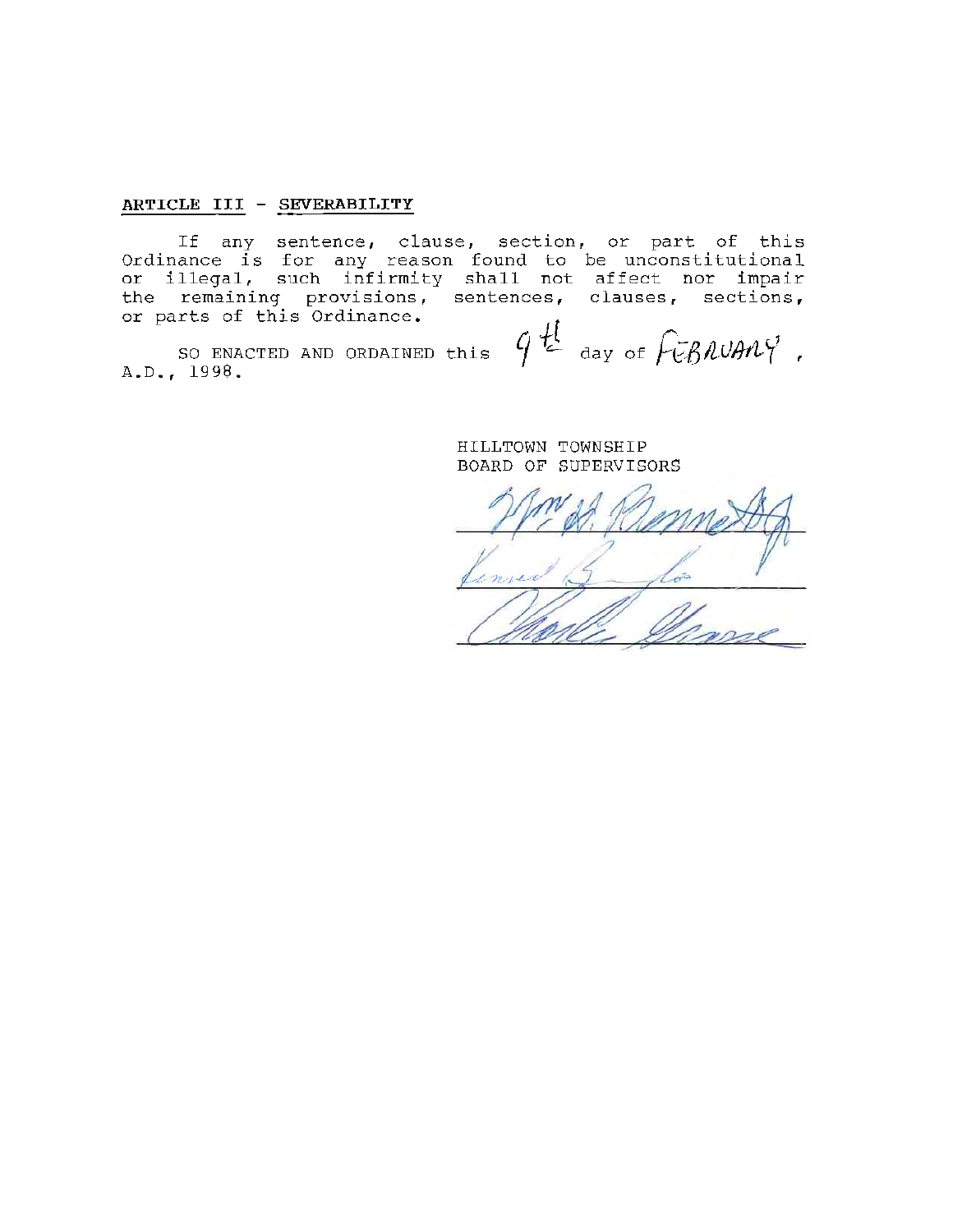**ARTICLE III - SEVERABILITY**

If any sentence, clause, section, or part of this Ordinance is for any reason found to be unconstitutional or illegal, such infirmity shall not affect nor impair the remaining provisions, sentences, clauses, sections, or parts of this Ordinance.

SO ENACTED AND ORDAINED this 9th day of FEBRUARY, A.D., 1998.

HILLTOWN TOWNSHIP
BOARD OF SUPERVISORS

_______________________

_______________________

_______________________